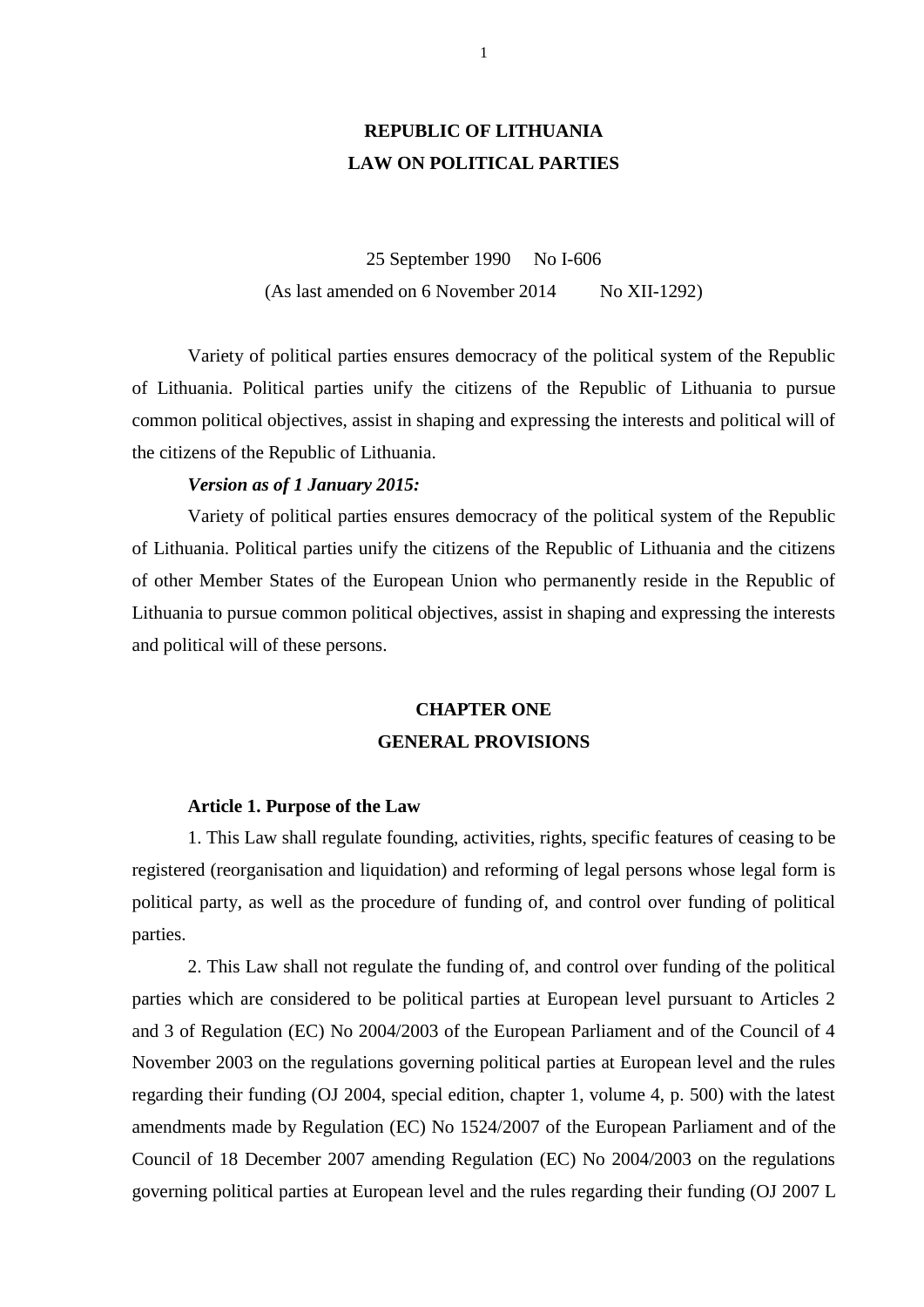# REPUBLIC OF LITHUANIA
# LAW ON POLITICAL PARTIES

25 September 1990 No I-606

(As last amended on 6 November 2014 No XII-1292)

Variety of political parties ensures democracy of the political system of the Republic of Lithuania. Political parties unify the citizens of the Republic of Lithuania to pursue common political objectives, assist in shaping and expressing the interests and political will of the citizens of the Republic of Lithuania.

***Version as of 1 January 2015:***

Variety of political parties ensures democracy of the political system of the Republic of Lithuania. Political parties unify the citizens of the Republic of Lithuania and the citizens of other Member States of the European Union who permanently reside in the Republic of Lithuania to pursue common political objectives, assist in shaping and expressing the interests and political will of these persons.

## CHAPTER ONE
## GENERAL PROVISIONS

**Article 1. Purpose of the Law**

1. This Law shall regulate founding, activities, rights, specific features of ceasing to be registered (reorganisation and liquidation) and reforming of legal persons whose legal form is political party, as well as the procedure of funding of, and control over funding of political parties.

2. This Law shall not regulate the funding of, and control over funding of the political parties which are considered to be political parties at European level pursuant to Articles 2 and 3 of Regulation (EC) No 2004/2003 of the European Parliament and of the Council of 4 November 2003 on the regulations governing political parties at European level and the rules regarding their funding (OJ 2004, special edition, chapter 1, volume 4, p. 500) with the latest amendments made by Regulation (EC) No 1524/2007 of the European Parliament and of the Council of 18 December 2007 amending Regulation (EC) No 2004/2003 on the regulations governing political parties at European level and the rules regarding their funding (OJ 2007 L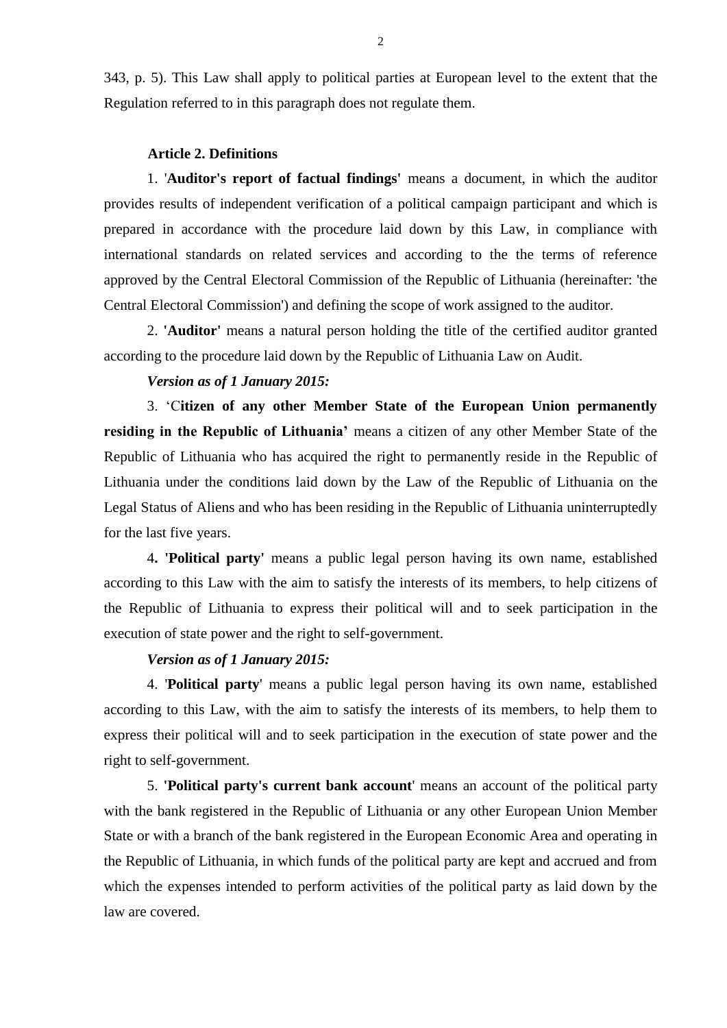343, p. 5). This Law shall apply to political parties at European level to the extent that the Regulation referred to in this paragraph does not regulate them.

**Article 2. Definitions**

1. '**Auditor's report of factual findings**' means a document, in which the auditor provides results of independent verification of a political campaign participant and which is prepared in accordance with the procedure laid down by this Law, in compliance with international standards on related services and according to the the terms of reference approved by the Central Electoral Commission of the Republic of Lithuania (hereinafter: 'the Central Electoral Commission') and defining the scope of work assigned to the auditor.

2. **'Auditor'** means a natural person holding the title of the certified auditor granted according to the procedure laid down by the Republic of Lithuania Law on Audit.

***Version as of 1 January 2015:***

3. 'C**itizen of any other Member State of the European Union permanently residing in the Republic of Lithuania'** means a citizen of any other Member State of the Republic of Lithuania who has acquired the right to permanently reside in the Republic of Lithuania under the conditions laid down by the Law of the Republic of Lithuania on the Legal Status of Aliens and who has been residing in the Republic of Lithuania uninterruptedly for the last five years.

4**. 'Political party'** means a public legal person having its own name, established according to this Law with the aim to satisfy the interests of its members, to help citizens of the Republic of Lithuania to express their political will and to seek participation in the execution of state power and the right to self-government.

***Version as of 1 January 2015:***

4. '**Political party**' means a public legal person having its own name, established according to this Law, with the aim to satisfy the interests of its members, to help them to express their political will and to seek participation in the execution of state power and the right to self-government.

5. **'Political party's current bank account**' means an account of the political party with the bank registered in the Republic of Lithuania or any other European Union Member State or with a branch of the bank registered in the European Economic Area and operating in the Republic of Lithuania, in which funds of the political party are kept and accrued and from which the expenses intended to perform activities of the political party as laid down by the law are covered.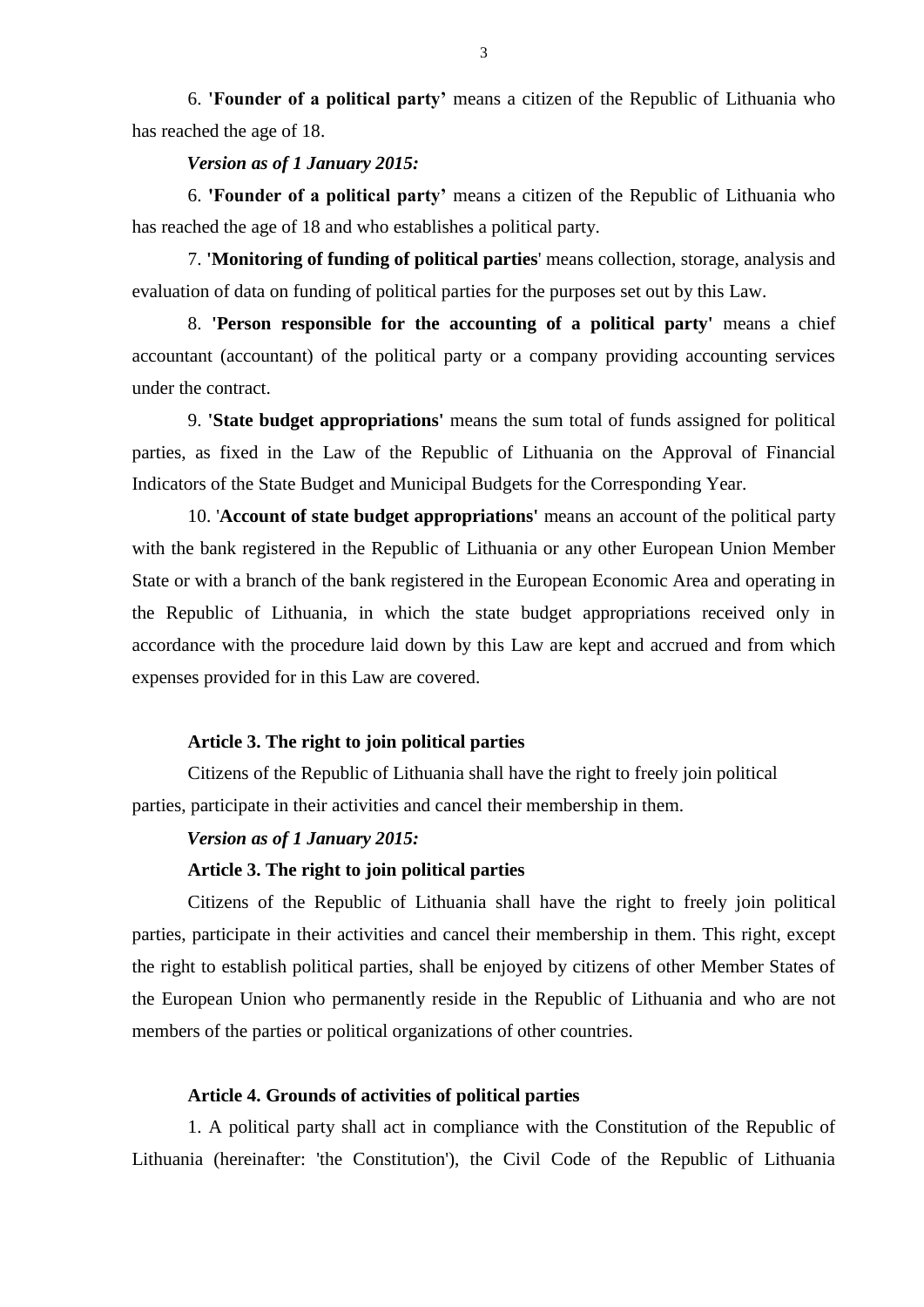6. **'Founder of a political party'** means a citizen of the Republic of Lithuania who has reached the age of 18.

***Version as of 1 January 2015:***

6. **'Founder of a political party'** means a citizen of the Republic of Lithuania who has reached the age of 18 and who establishes a political party.

7. **'Monitoring of funding of political parties**' means collection, storage, analysis and evaluation of data on funding of political parties for the purposes set out by this Law.

8. **'Person responsible for the accounting of a political party'** means a chief accountant (accountant) of the political party or a company providing accounting services under the contract.

9. **'State budget appropriations'** means the sum total of funds assigned for political parties, as fixed in the Law of the Republic of Lithuania on the Approval of Financial Indicators of the State Budget and Municipal Budgets for the Corresponding Year.

10. '**Account of state budget appropriations'** means an account of the political party with the bank registered in the Republic of Lithuania or any other European Union Member State or with a branch of the bank registered in the European Economic Area and operating in the Republic of Lithuania, in which the state budget appropriations received only in accordance with the procedure laid down by this Law are kept and accrued and from which expenses provided for in this Law are covered.

**Article 3. The right to join political parties**

Citizens of the Republic of Lithuania shall have the right to freely join political parties, participate in their activities and cancel their membership in them.

***Version as of 1 January 2015:***

**Article 3. The right to join political parties**

Citizens of the Republic of Lithuania shall have the right to freely join political parties, participate in their activities and cancel their membership in them. This right, except the right to establish political parties, shall be enjoyed by citizens of other Member States of the European Union who permanently reside in the Republic of Lithuania and who are not members of the parties or political organizations of other countries.

**Article 4. Grounds of activities of political parties**

1. A political party shall act in compliance with the Constitution of the Republic of Lithuania (hereinafter: 'the Constitution'), the Civil Code of the Republic of Lithuania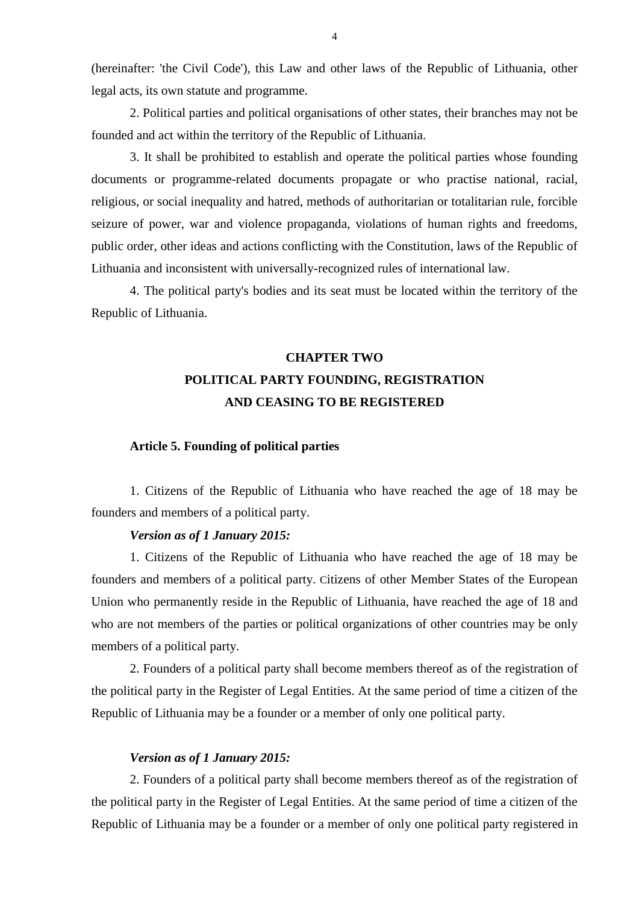(hereinafter: 'the Civil Code'), this Law and other laws of the Republic of Lithuania, other legal acts, its own statute and programme.

2. Political parties and political organisations of other states, their branches may not be founded and act within the territory of the Republic of Lithuania.

3. It shall be prohibited to establish and operate the political parties whose founding documents or programme-related documents propagate or who practise national, racial, religious, or social inequality and hatred, methods of authoritarian or totalitarian rule, forcible seizure of power, war and violence propaganda, violations of human rights and freedoms, public order, other ideas and actions conflicting with the Constitution, laws of the Republic of Lithuania and inconsistent with universally-recognized rules of international law.

4. The political party's bodies and its seat must be located within the territory of the Republic of Lithuania.

## CHAPTER TWO
## POLITICAL PARTY FOUNDING, REGISTRATION AND CEASING TO BE REGISTERED

### Article 5. Founding of political parties

1. Citizens of the Republic of Lithuania who have reached the age of 18 may be founders and members of a political party.

***Version as of 1 January 2015:***

1. Citizens of the Republic of Lithuania who have reached the age of 18 may be founders and members of a political party. Citizens of other Member States of the European Union who permanently reside in the Republic of Lithuania, have reached the age of 18 and who are not members of the parties or political organizations of other countries may be only members of a political party.

2. Founders of a political party shall become members thereof as of the registration of the political party in the Register of Legal Entities. At the same period of time a citizen of the Republic of Lithuania may be a founder or a member of only one political party.

***Version as of 1 January 2015:***

2. Founders of a political party shall become members thereof as of the registration of the political party in the Register of Legal Entities. At the same period of time a citizen of the Republic of Lithuania may be a founder or a member of only one political party registered in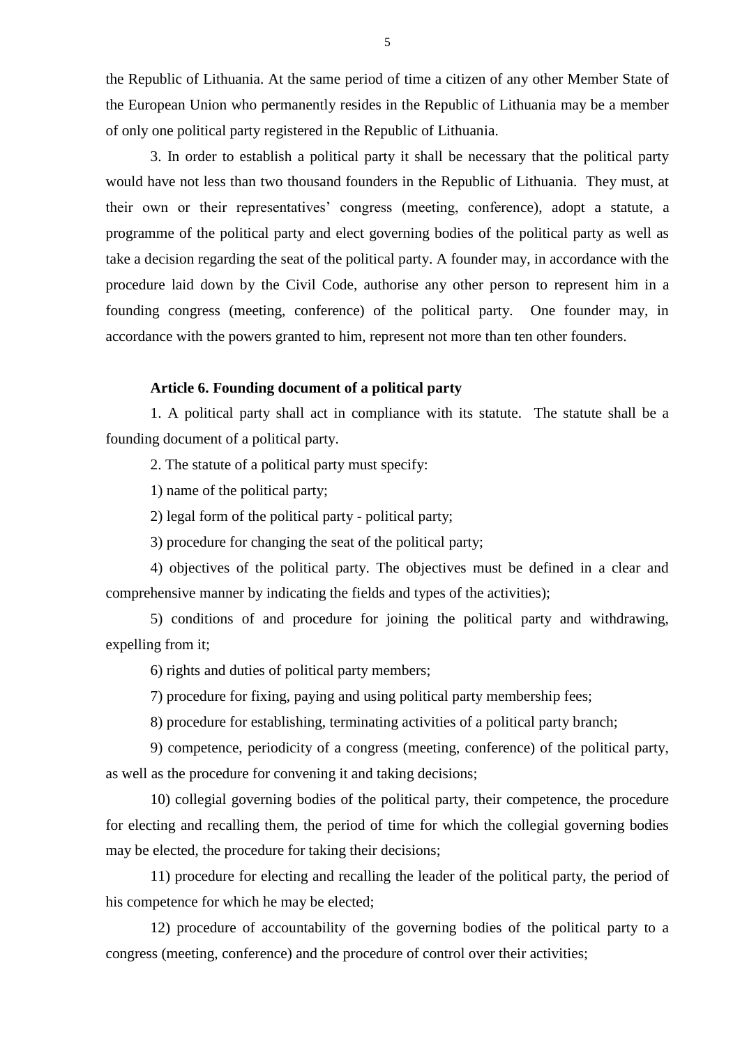the Republic of Lithuania. At the same period of time a citizen of any other Member State of the European Union who permanently resides in the Republic of Lithuania may be a member of only one political party registered in the Republic of Lithuania.

3. In order to establish a political party it shall be necessary that the political party would have not less than two thousand founders in the Republic of Lithuania. They must, at their own or their representatives' congress (meeting, conference), adopt a statute, a programme of the political party and elect governing bodies of the political party as well as take a decision regarding the seat of the political party. A founder may, in accordance with the procedure laid down by the Civil Code, authorise any other person to represent him in a founding congress (meeting, conference) of the political party. One founder may, in accordance with the powers granted to him, represent not more than ten other founders.

**Article 6. Founding document of a political party**

1. A political party shall act in compliance with its statute. The statute shall be a founding document of a political party.

2. The statute of a political party must specify:

1) name of the political party;

2) legal form of the political party - political party;

3) procedure for changing the seat of the political party;

4) objectives of the political party. The objectives must be defined in a clear and comprehensive manner by indicating the fields and types of the activities);

5) conditions of and procedure for joining the political party and withdrawing, expelling from it;

6) rights and duties of political party members;

7) procedure for fixing, paying and using political party membership fees;

8) procedure for establishing, terminating activities of a political party branch;

9) competence, periodicity of a congress (meeting, conference) of the political party, as well as the procedure for convening it and taking decisions;

10) collegial governing bodies of the political party, their competence, the procedure for electing and recalling them, the period of time for which the collegial governing bodies may be elected, the procedure for taking their decisions;

11) procedure for electing and recalling the leader of the political party, the period of his competence for which he may be elected;

12) procedure of accountability of the governing bodies of the political party to a congress (meeting, conference) and the procedure of control over their activities;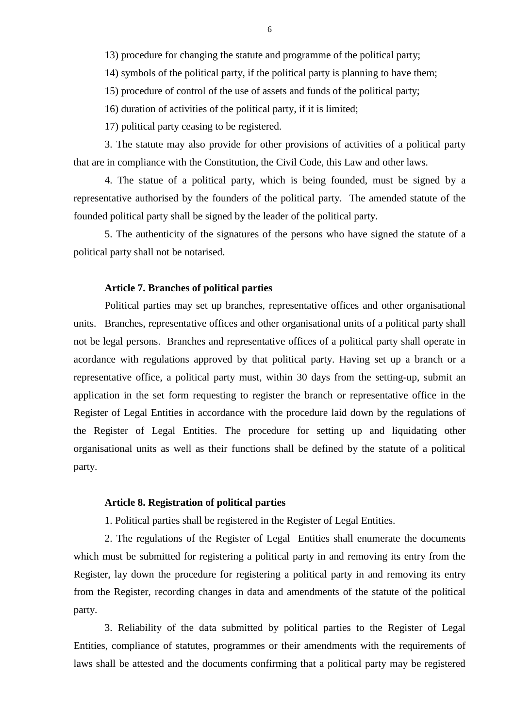13) procedure for changing the statute and programme of the political party;

14) symbols of the political party, if the political party is planning to have them;

15) procedure of control of the use of assets and funds of the political party;

16) duration of activities of the political party, if it is limited;

17) political party ceasing to be registered.

3. The statute may also provide for other provisions of activities of a political party that are in compliance with the Constitution, the Civil Code, this Law and other laws.

4. The statue of a political party, which is being founded, must be signed by a representative authorised by the founders of the political party. The amended statute of the founded political party shall be signed by the leader of the political party.

5. The authenticity of the signatures of the persons who have signed the statute of a political party shall not be notarised.

**Article 7. Branches of political parties**

Political parties may set up branches, representative offices and other organisational units. Branches, representative offices and other organisational units of a political party shall not be legal persons. Branches and representative offices of a political party shall operate in acordance with regulations approved by that political party. Having set up a branch or a representative office, a political party must, within 30 days from the setting-up, submit an application in the set form requesting to register the branch or representative office in the Register of Legal Entities in accordance with the procedure laid down by the regulations of the Register of Legal Entities. The procedure for setting up and liquidating other organisational units as well as their functions shall be defined by the statute of a political party.

**Article 8. Registration of political parties**

1. Political parties shall be registered in the Register of Legal Entities.

2. The regulations of the Register of Legal Entities shall enumerate the documents which must be submitted for registering a political party in and removing its entry from the Register, lay down the procedure for registering a political party in and removing its entry from the Register, recording changes in data and amendments of the statute of the political party.

3. Reliability of the data submitted by political parties to the Register of Legal Entities, compliance of statutes, programmes or their amendments with the requirements of laws shall be attested and the documents confirming that a political party may be registered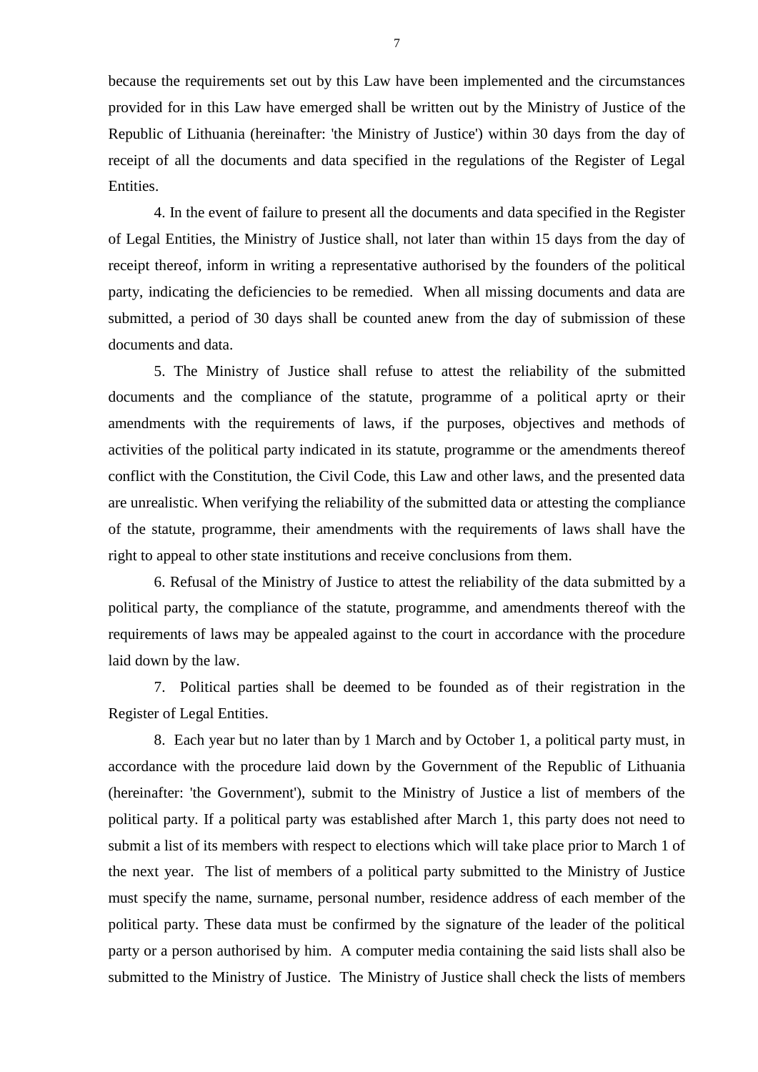because the requirements set out by this Law have been implemented and the circumstances provided for in this Law have emerged shall be written out by the Ministry of Justice of the Republic of Lithuania (hereinafter: 'the Ministry of Justice') within 30 days from the day of receipt of all the documents and data specified in the regulations of the Register of Legal Entities.

4. In the event of failure to present all the documents and data specified in the Register of Legal Entities, the Ministry of Justice shall, not later than within 15 days from the day of receipt thereof, inform in writing a representative authorised by the founders of the political party, indicating the deficiencies to be remedied. When all missing documents and data are submitted, a period of 30 days shall be counted anew from the day of submission of these documents and data.

5. The Ministry of Justice shall refuse to attest the reliability of the submitted documents and the compliance of the statute, programme of a political aprty or their amendments with the requirements of laws, if the purposes, objectives and methods of activities of the political party indicated in its statute, programme or the amendments thereof conflict with the Constitution, the Civil Code, this Law and other laws, and the presented data are unrealistic. When verifying the reliability of the submitted data or attesting the compliance of the statute, programme, their amendments with the requirements of laws shall have the right to appeal to other state institutions and receive conclusions from them.

6. Refusal of the Ministry of Justice to attest the reliability of the data submitted by a political party, the compliance of the statute, programme, and amendments thereof with the requirements of laws may be appealed against to the court in accordance with the procedure laid down by the law.

7. Political parties shall be deemed to be founded as of their registration in the Register of Legal Entities.

8. Each year but no later than by 1 March and by October 1, a political party must, in accordance with the procedure laid down by the Government of the Republic of Lithuania (hereinafter: 'the Government'), submit to the Ministry of Justice a list of members of the political party. If a political party was established after March 1, this party does not need to submit a list of its members with respect to elections which will take place prior to March 1 of the next year. The list of members of a political party submitted to the Ministry of Justice must specify the name, surname, personal number, residence address of each member of the political party. These data must be confirmed by the signature of the leader of the political party or a person authorised by him. A computer media containing the said lists shall also be submitted to the Ministry of Justice. The Ministry of Justice shall check the lists of members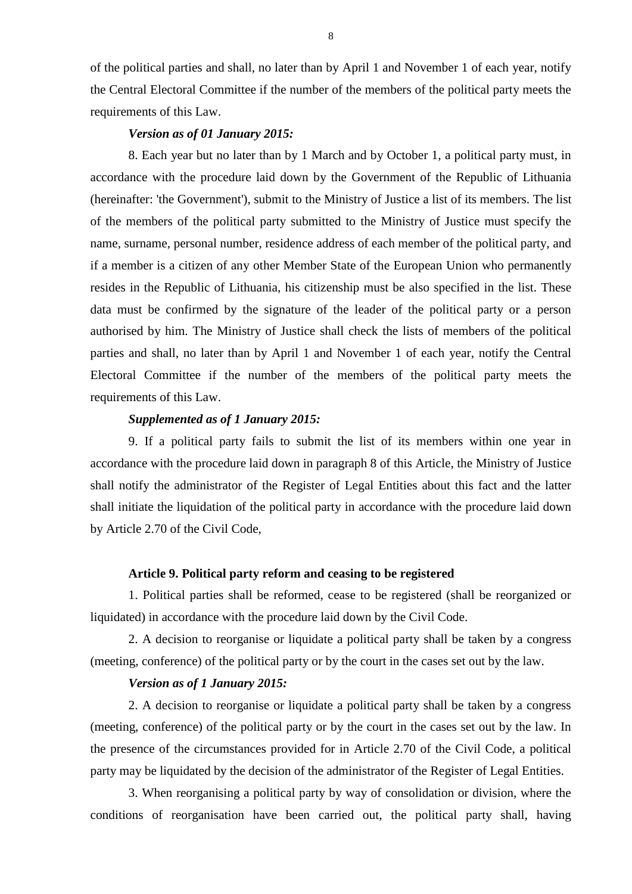of the political parties and shall, no later than by April 1 and November 1 of each year, notify the Central Electoral Committee if the number of the members of the political party meets the requirements of this Law.

***Version as of 01 January 2015:***

8. Each year but no later than by 1 March and by October 1, a political party must, in accordance with the procedure laid down by the Government of the Republic of Lithuania (hereinafter: 'the Government'), submit to the Ministry of Justice a list of its members. The list of the members of the political party submitted to the Ministry of Justice must specify the name, surname, personal number, residence address of each member of the political party, and if a member is a citizen of any other Member State of the European Union who permanently resides in the Republic of Lithuania, his citizenship must be also specified in the list. These data must be confirmed by the signature of the leader of the political party or a person authorised by him. The Ministry of Justice shall check the lists of members of the political parties and shall, no later than by April 1 and November 1 of each year, notify the Central Electoral Committee if the number of the members of the political party meets the requirements of this Law.

***Supplemented as of 1 January 2015:***

9. If a political party fails to submit the list of its members within one year in accordance with the procedure laid down in paragraph 8 of this Article, the Ministry of Justice shall notify the administrator of the Register of Legal Entities about this fact and the latter shall initiate the liquidation of the political party in accordance with the procedure laid down by Article 2.70 of the Civil Code,

**Article 9. Political party reform and ceasing to be registered**

1. Political parties shall be reformed, cease to be registered (shall be reorganized or liquidated) in accordance with the procedure laid down by the Civil Code.

2. A decision to reorganise or liquidate a political party shall be taken by a congress (meeting, conference) of the political party or by the court in the cases set out by the law.

***Version as of 1 January 2015:***

2. A decision to reorganise or liquidate a political party shall be taken by a congress (meeting, conference) of the political party or by the court in the cases set out by the law. In the presence of the circumstances provided for in Article 2.70 of the Civil Code, a political party may be liquidated by the decision of the administrator of the Register of Legal Entities.

3. When reorganising a political party by way of consolidation or division, where the conditions of reorganisation have been carried out, the political party shall, having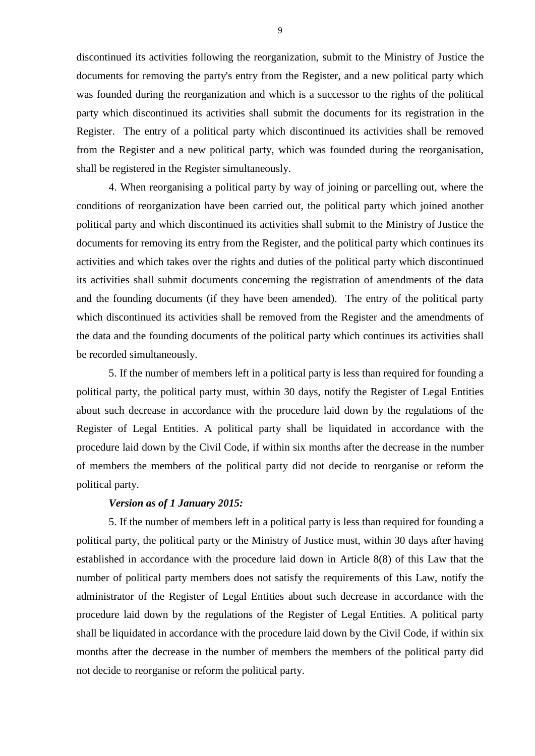discontinued its activities following the reorganization, submit to the Ministry of Justice the documents for removing the party's entry from the Register, and a new political party which was founded during the reorganization and which is a successor to the rights of the political party which discontinued its activities shall submit the documents for its registration in the Register. The entry of a political party which discontinued its activities shall be removed from the Register and a new political party, which was founded during the reorganisation, shall be registered in the Register simultaneously.

4. When reorganising a political party by way of joining or parcelling out, where the conditions of reorganization have been carried out, the political party which joined another political party and which discontinued its activities shall submit to the Ministry of Justice the documents for removing its entry from the Register, and the political party which continues its activities and which takes over the rights and duties of the political party which discontinued its activities shall submit documents concerning the registration of amendments of the data and the founding documents (if they have been amended). The entry of the political party which discontinued its activities shall be removed from the Register and the amendments of the data and the founding documents of the political party which continues its activities shall be recorded simultaneously.

5. If the number of members left in a political party is less than required for founding a political party, the political party must, within 30 days, notify the Register of Legal Entities about such decrease in accordance with the procedure laid down by the regulations of the Register of Legal Entities. A political party shall be liquidated in accordance with the procedure laid down by the Civil Code, if within six months after the decrease in the number of members the members of the political party did not decide to reorganise or reform the political party.

***Version as of 1 January 2015:***

5. If the number of members left in a political party is less than required for founding a political party, the political party or the Ministry of Justice must, within 30 days after having established in accordance with the procedure laid down in Article 8(8) of this Law that the number of political party members does not satisfy the requirements of this Law, notify the administrator of the Register of Legal Entities about such decrease in accordance with the procedure laid down by the regulations of the Register of Legal Entities. A political party shall be liquidated in accordance with the procedure laid down by the Civil Code, if within six months after the decrease in the number of members the members of the political party did not decide to reorganise or reform the political party.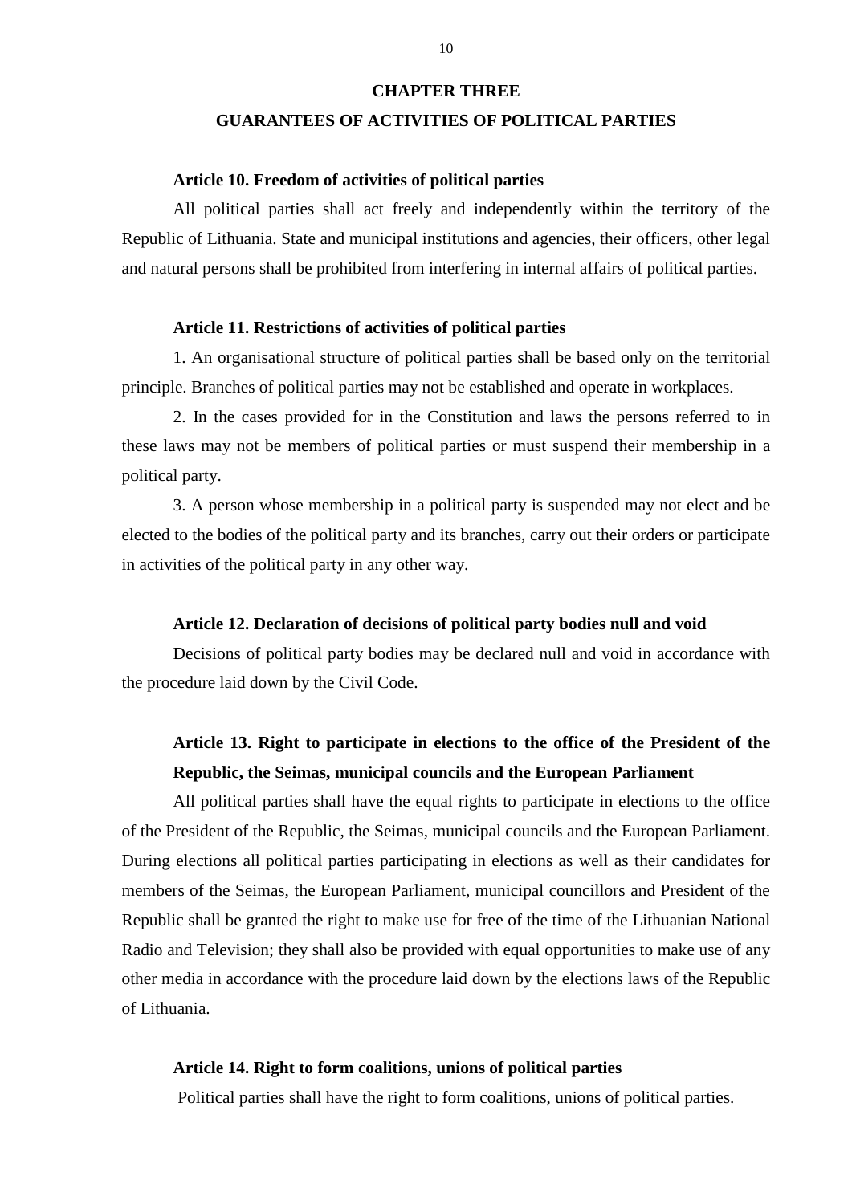## CHAPTER THREE

## GUARANTEES OF ACTIVITIES OF POLITICAL PARTIES

**Article 10. Freedom of activities of political parties**

All political parties shall act freely and independently within the territory of the Republic of Lithuania. State and municipal institutions and agencies, their officers, other legal and natural persons shall be prohibited from interfering in internal affairs of political parties.

**Article 11. Restrictions of activities of political parties**

1. An organisational structure of political parties shall be based only on the territorial principle. Branches of political parties may not be established and operate in workplaces.

2. In the cases provided for in the Constitution and laws the persons referred to in these laws may not be members of political parties or must suspend their membership in a political party.

3. A person whose membership in a political party is suspended may not elect and be elected to the bodies of the political party and its branches, carry out their orders or participate in activities of the political party in any other way.

**Article 12. Declaration of decisions of political party bodies null and void**

Decisions of political party bodies may be declared null and void in accordance with the procedure laid down by the Civil Code.

**Article 13. Right to participate in elections to the office of the President of the Republic, the Seimas, municipal councils and the European Parliament**

All political parties shall have the equal rights to participate in elections to the office of the President of the Republic, the Seimas, municipal councils and the European Parliament. During elections all political parties participating in elections as well as their candidates for members of the Seimas, the European Parliament, municipal councillors and President of the Republic shall be granted the right to make use for free of the time of the Lithuanian National Radio and Television; they shall also be provided with equal opportunities to make use of any other media in accordance with the procedure laid down by the elections laws of the Republic of Lithuania.

**Article 14. Right to form coalitions, unions of political parties**

Political parties shall have the right to form coalitions, unions of political parties.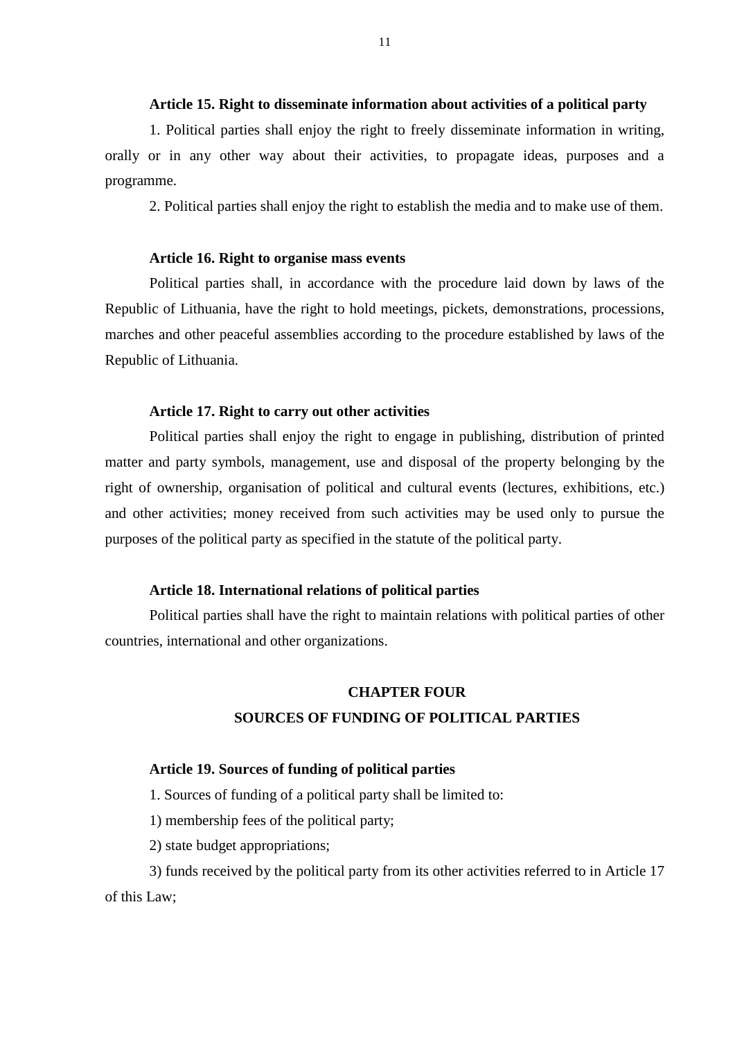**Article 15. Right to disseminate information about activities of a political party**

1. Political parties shall enjoy the right to freely disseminate information in writing, orally or in any other way about their activities, to propagate ideas, purposes and a programme.

2. Political parties shall enjoy the right to establish the media and to make use of them.

**Article 16. Right to organise mass events**

Political parties shall, in accordance with the procedure laid down by laws of the Republic of Lithuania, have the right to hold meetings, pickets, demonstrations, processions, marches and other peaceful assemblies according to the procedure established by laws of the Republic of Lithuania.

**Article 17. Right to carry out other activities**

Political parties shall enjoy the right to engage in publishing, distribution of printed matter and party symbols, management, use and disposal of the property belonging by the right of ownership, organisation of political and cultural events (lectures, exhibitions, etc.) and other activities; money received from such activities may be used only to pursue the purposes of the political party as specified in the statute of the political party.

**Article 18. International relations of political parties**

Political parties shall have the right to maintain relations with political parties of other countries, international and other organizations.

## CHAPTER FOUR
## SOURCES OF FUNDING OF POLITICAL PARTIES

**Article 19. Sources of funding of political parties**

1. Sources of funding of a political party shall be limited to:

1) membership fees of the political party;

2) state budget appropriations;

3) funds received by the political party from its other activities referred to in Article 17 of this Law;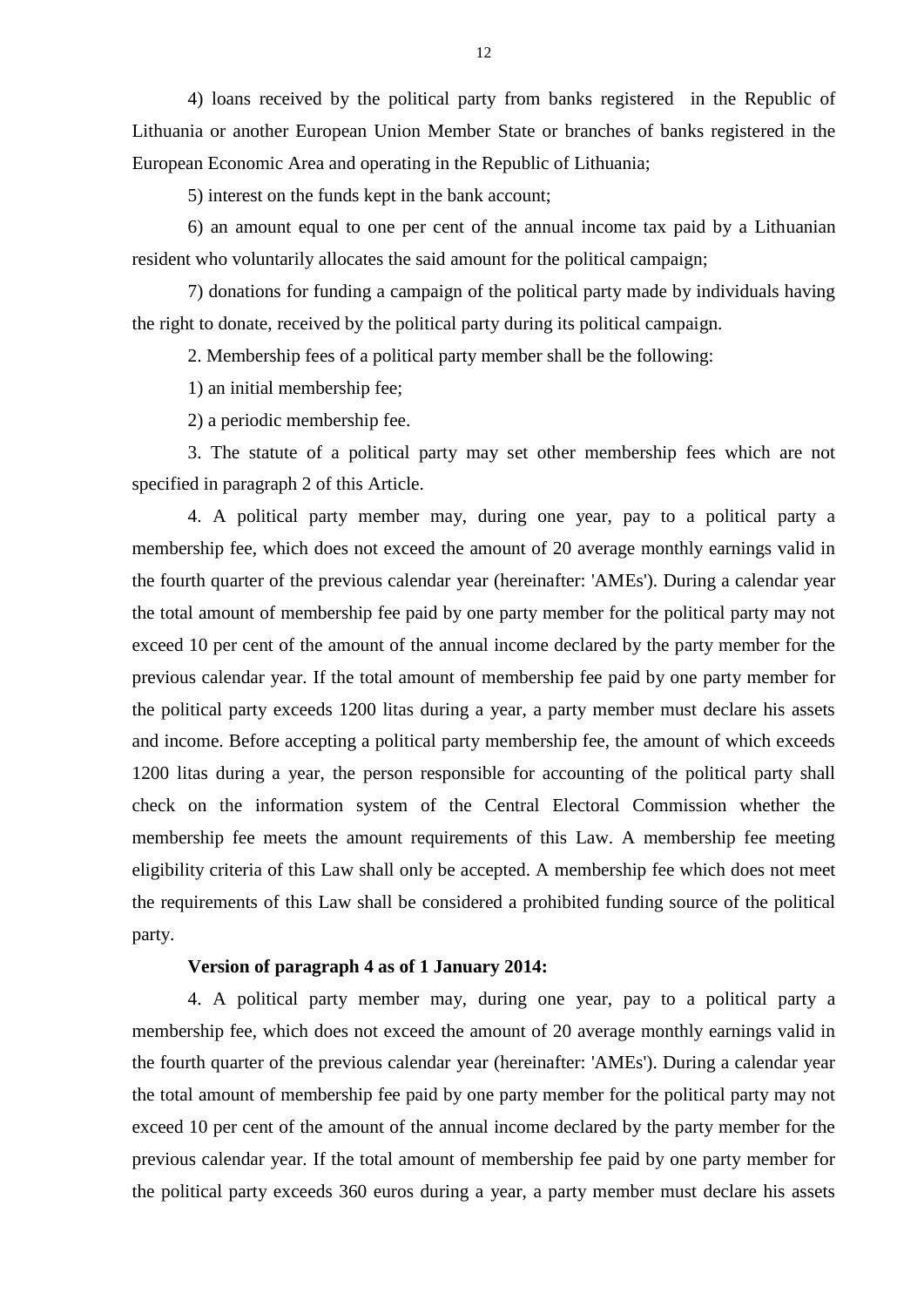4) loans received by the political party from banks registered in the Republic of Lithuania or another European Union Member State or branches of banks registered in the European Economic Area and operating in the Republic of Lithuania;

5) interest on the funds kept in the bank account;

6) an amount equal to one per cent of the annual income tax paid by a Lithuanian resident who voluntarily allocates the said amount for the political campaign;

7) donations for funding a campaign of the political party made by individuals having the right to donate, received by the political party during its political campaign.

2. Membership fees of a political party member shall be the following:

1) an initial membership fee;

2) a periodic membership fee.

3. The statute of a political party may set other membership fees which are not specified in paragraph 2 of this Article.

4. A political party member may, during one year, pay to a political party a membership fee, which does not exceed the amount of 20 average monthly earnings valid in the fourth quarter of the previous calendar year (hereinafter: 'AMEs'). During a calendar year the total amount of membership fee paid by one party member for the political party may not exceed 10 per cent of the amount of the annual income declared by the party member for the previous calendar year. If the total amount of membership fee paid by one party member for the political party exceeds 1200 litas during a year, a party member must declare his assets and income. Before accepting a political party membership fee, the amount of which exceeds 1200 litas during a year, the person responsible for accounting of the political party shall check on the information system of the Central Electoral Commission whether the membership fee meets the amount requirements of this Law. A membership fee meeting eligibility criteria of this Law shall only be accepted. A membership fee which does not meet the requirements of this Law shall be considered a prohibited funding source of the political party.

**Version of paragraph 4 as of 1 January 2014:**

4. A political party member may, during one year, pay to a political party a membership fee, which does not exceed the amount of 20 average monthly earnings valid in the fourth quarter of the previous calendar year (hereinafter: 'AMEs'). During a calendar year the total amount of membership fee paid by one party member for the political party may not exceed 10 per cent of the amount of the annual income declared by the party member for the previous calendar year. If the total amount of membership fee paid by one party member for the political party exceeds 360 euros during a year, a party member must declare his assets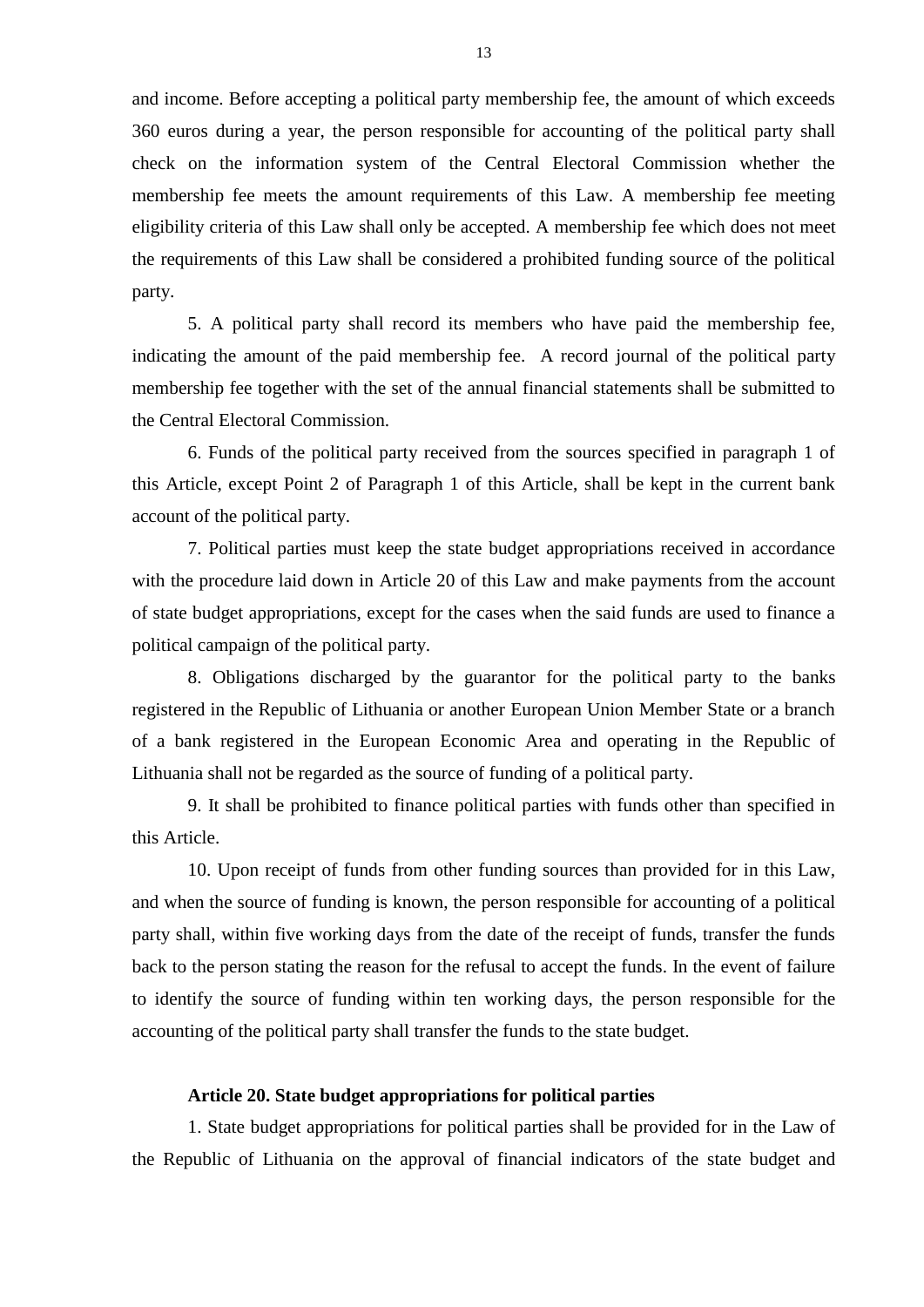and income. Before accepting a political party membership fee, the amount of which exceeds 360 euros during a year, the person responsible for accounting of the political party shall check on the information system of the Central Electoral Commission whether the membership fee meets the amount requirements of this Law. A membership fee meeting eligibility criteria of this Law shall only be accepted. A membership fee which does not meet the requirements of this Law shall be considered a prohibited funding source of the political party.

5. A political party shall record its members who have paid the membership fee, indicating the amount of the paid membership fee. A record journal of the political party membership fee together with the set of the annual financial statements shall be submitted to the Central Electoral Commission.

6. Funds of the political party received from the sources specified in paragraph 1 of this Article, except Point 2 of Paragraph 1 of this Article, shall be kept in the current bank account of the political party.

7. Political parties must keep the state budget appropriations received in accordance with the procedure laid down in Article 20 of this Law and make payments from the account of state budget appropriations, except for the cases when the said funds are used to finance a political campaign of the political party.

8. Obligations discharged by the guarantor for the political party to the banks registered in the Republic of Lithuania or another European Union Member State or a branch of a bank registered in the European Economic Area and operating in the Republic of Lithuania shall not be regarded as the source of funding of a political party.

9. It shall be prohibited to finance political parties with funds other than specified in this Article.

10. Upon receipt of funds from other funding sources than provided for in this Law, and when the source of funding is known, the person responsible for accounting of a political party shall, within five working days from the date of the receipt of funds, transfer the funds back to the person stating the reason for the refusal to accept the funds. In the event of failure to identify the source of funding within ten working days, the person responsible for the accounting of the political party shall transfer the funds to the state budget.

**Article 20. State budget appropriations for political parties**

1. State budget appropriations for political parties shall be provided for in the Law of the Republic of Lithuania on the approval of financial indicators of the state budget and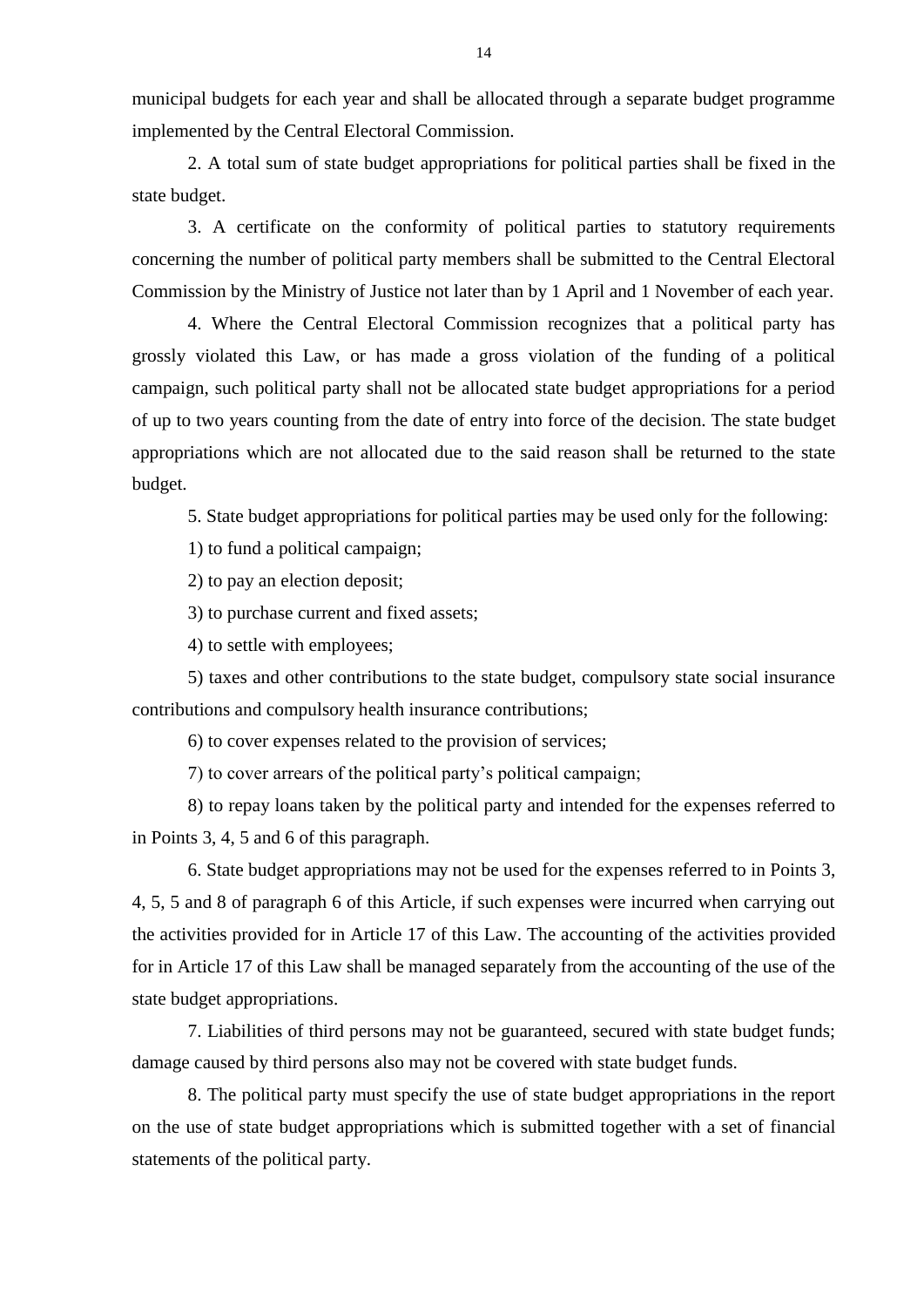municipal budgets for each year and shall be allocated through a separate budget programme implemented by the Central Electoral Commission.

2. A total sum of state budget appropriations for political parties shall be fixed in the state budget.

3. A certificate on the conformity of political parties to statutory requirements concerning the number of political party members shall be submitted to the Central Electoral Commission by the Ministry of Justice not later than by 1 April and 1 November of each year.

4. Where the Central Electoral Commission recognizes that a political party has grossly violated this Law, or has made a gross violation of the funding of a political campaign, such political party shall not be allocated state budget appropriations for a period of up to two years counting from the date of entry into force of the decision. The state budget appropriations which are not allocated due to the said reason shall be returned to the state budget.

5. State budget appropriations for political parties may be used only for the following:

1) to fund a political campaign;

2) to pay an election deposit;

3) to purchase current and fixed assets;

4) to settle with employees;

5) taxes and other contributions to the state budget, compulsory state social insurance contributions and compulsory health insurance contributions;

6) to cover expenses related to the provision of services;

7) to cover arrears of the political party's political campaign;

8) to repay loans taken by the political party and intended for the expenses referred to in Points 3, 4, 5 and 6 of this paragraph.

6. State budget appropriations may not be used for the expenses referred to in Points 3, 4, 5, 5 and 8 of paragraph 6 of this Article, if such expenses were incurred when carrying out the activities provided for in Article 17 of this Law. The accounting of the activities provided for in Article 17 of this Law shall be managed separately from the accounting of the use of the state budget appropriations.

7. Liabilities of third persons may not be guaranteed, secured with state budget funds; damage caused by third persons also may not be covered with state budget funds.

8. The political party must specify the use of state budget appropriations in the report on the use of state budget appropriations which is submitted together with a set of financial statements of the political party.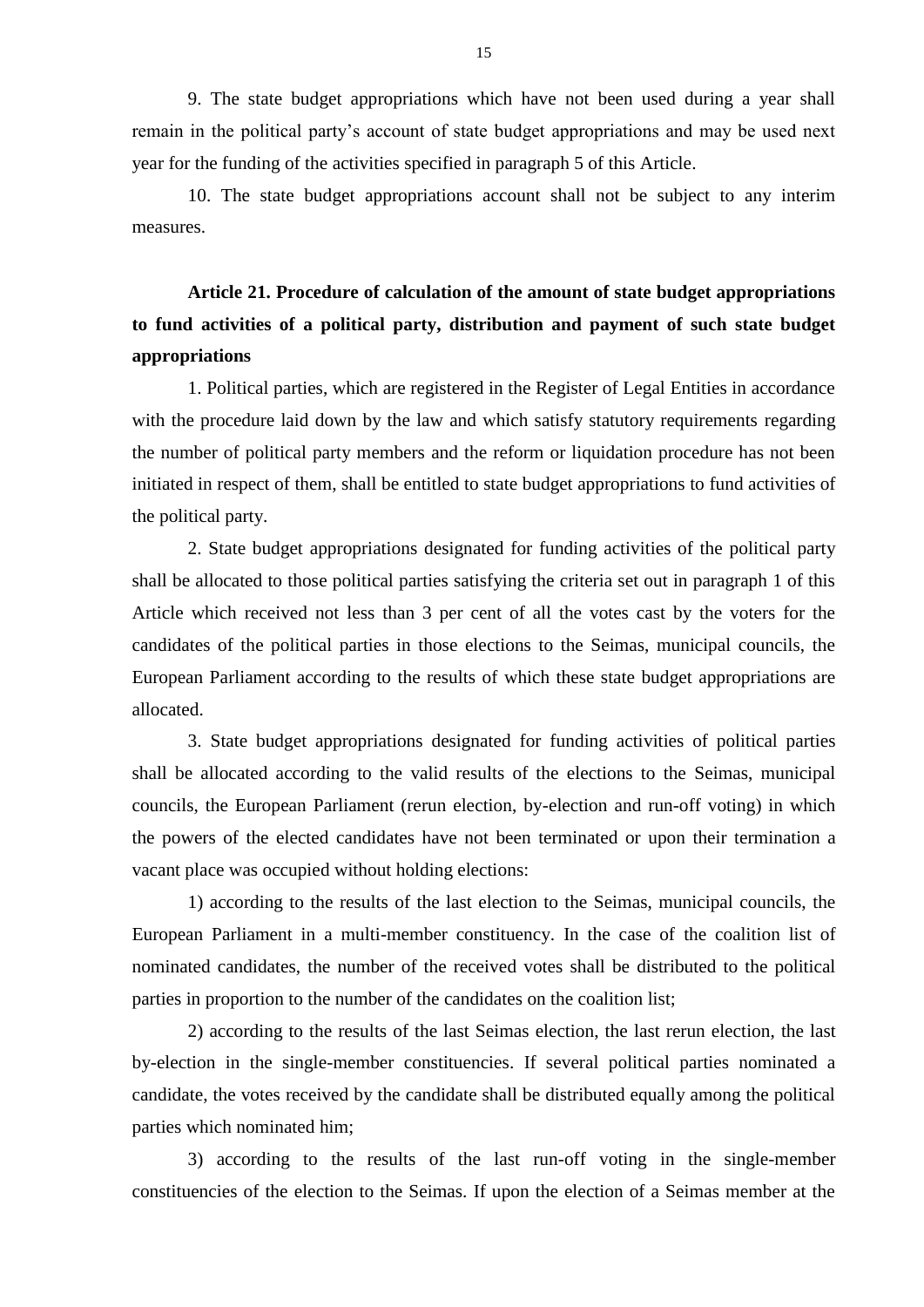9. The state budget appropriations which have not been used during a year shall remain in the political party's account of state budget appropriations and may be used next year for the funding of the activities specified in paragraph 5 of this Article.

10. The state budget appropriations account shall not be subject to any interim measures.

### Article 21. Procedure of calculation of the amount of state budget appropriations to fund activities of a political party, distribution and payment of such state budget appropriations

1. Political parties, which are registered in the Register of Legal Entities in accordance with the procedure laid down by the law and which satisfy statutory requirements regarding the number of political party members and the reform or liquidation procedure has not been initiated in respect of them, shall be entitled to state budget appropriations to fund activities of the political party.

2. State budget appropriations designated for funding activities of the political party shall be allocated to those political parties satisfying the criteria set out in paragraph 1 of this Article which received not less than 3 per cent of all the votes cast by the voters for the candidates of the political parties in those elections to the Seimas, municipal councils, the European Parliament according to the results of which these state budget appropriations are allocated.

3. State budget appropriations designated for funding activities of political parties shall be allocated according to the valid results of the elections to the Seimas, municipal councils, the European Parliament (rerun election, by-election and run-off voting) in which the powers of the elected candidates have not been terminated or upon their termination a vacant place was occupied without holding elections:

1) according to the results of the last election to the Seimas, municipal councils, the European Parliament in a multi-member constituency. In the case of the coalition list of nominated candidates, the number of the received votes shall be distributed to the political parties in proportion to the number of the candidates on the coalition list;

2) according to the results of the last Seimas election, the last rerun election, the last by-election in the single-member constituencies. If several political parties nominated a candidate, the votes received by the candidate shall be distributed equally among the political parties which nominated him;

3) according to the results of the last run-off voting in the single-member constituencies of the election to the Seimas. If upon the election of a Seimas member at the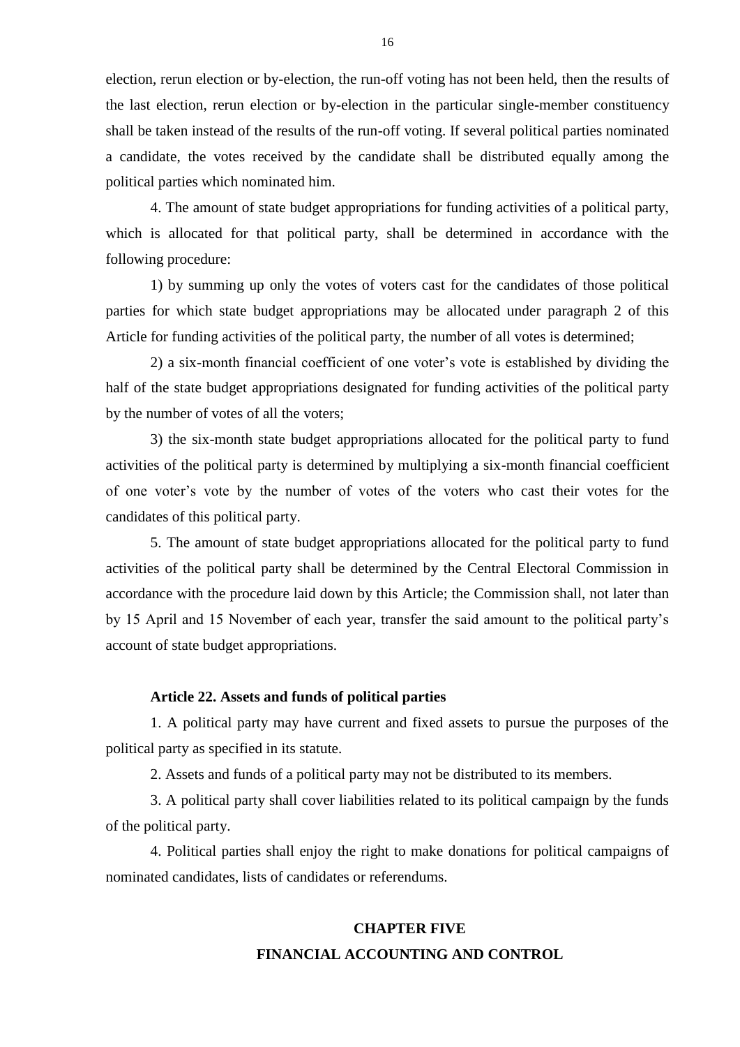election, rerun election or by-election, the run-off voting has not been held, then the results of the last election, rerun election or by-election in the particular single-member constituency shall be taken instead of the results of the run-off voting. If several political parties nominated a candidate, the votes received by the candidate shall be distributed equally among the political parties which nominated him.

4. The amount of state budget appropriations for funding activities of a political party, which is allocated for that political party, shall be determined in accordance with the following procedure:

1) by summing up only the votes of voters cast for the candidates of those political parties for which state budget appropriations may be allocated under paragraph 2 of this Article for funding activities of the political party, the number of all votes is determined;

2) a six-month financial coefficient of one voter's vote is established by dividing the half of the state budget appropriations designated for funding activities of the political party by the number of votes of all the voters;

3) the six-month state budget appropriations allocated for the political party to fund activities of the political party is determined by multiplying a six-month financial coefficient of one voter's vote by the number of votes of the voters who cast their votes for the candidates of this political party.

5. The amount of state budget appropriations allocated for the political party to fund activities of the political party shall be determined by the Central Electoral Commission in accordance with the procedure laid down by this Article; the Commission shall, not later than by 15 April and 15 November of each year, transfer the said amount to the political party's account of state budget appropriations.

### Article 22. Assets and funds of political parties

1. A political party may have current and fixed assets to pursue the purposes of the political party as specified in its statute.

2. Assets and funds of a political party may not be distributed to its members.

3. A political party shall cover liabilities related to its political campaign by the funds of the political party.

4. Political parties shall enjoy the right to make donations for political campaigns of nominated candidates, lists of candidates or referendums.

## CHAPTER FIVE
## FINANCIAL ACCOUNTING AND CONTROL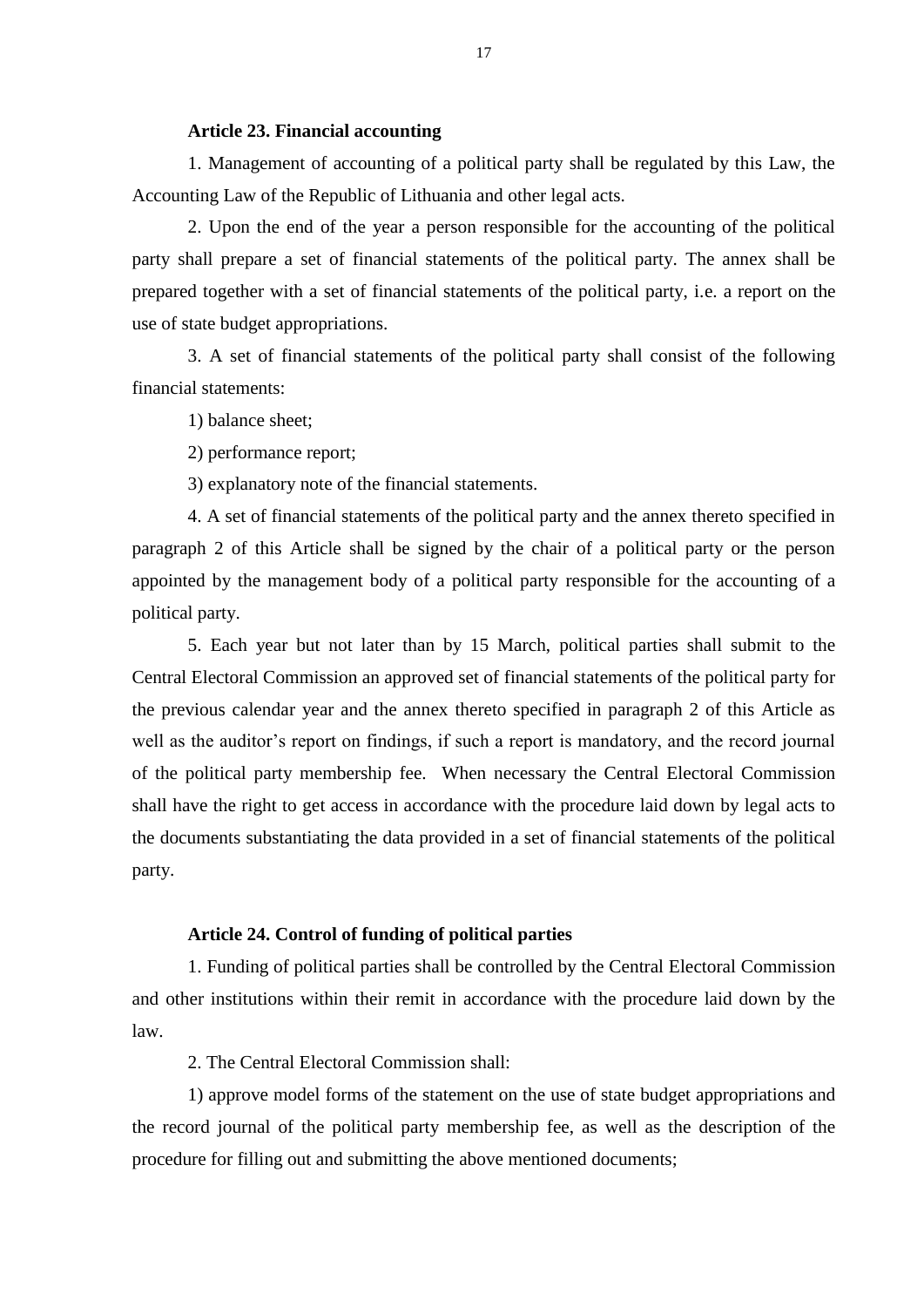**Article 23. Financial accounting**

1. Management of accounting of a political party shall be regulated by this Law, the Accounting Law of the Republic of Lithuania and other legal acts.

2. Upon the end of the year a person responsible for the accounting of the political party shall prepare a set of financial statements of the political party. The annex shall be prepared together with a set of financial statements of the political party, i.e. a report on the use of state budget appropriations.

3. A set of financial statements of the political party shall consist of the following financial statements:

1) balance sheet;

2) performance report;

3) explanatory note of the financial statements.

4. A set of financial statements of the political party and the annex thereto specified in paragraph 2 of this Article shall be signed by the chair of a political party or the person appointed by the management body of a political party responsible for the accounting of a political party.

5. Each year but not later than by 15 March, political parties shall submit to the Central Electoral Commission an approved set of financial statements of the political party for the previous calendar year and the annex thereto specified in paragraph 2 of this Article as well as the auditor's report on findings, if such a report is mandatory, and the record journal of the political party membership fee. When necessary the Central Electoral Commission shall have the right to get access in accordance with the procedure laid down by legal acts to the documents substantiating the data provided in a set of financial statements of the political party.

**Article 24. Control of funding of political parties**

1. Funding of political parties shall be controlled by the Central Electoral Commission and other institutions within their remit in accordance with the procedure laid down by the law.

2. The Central Electoral Commission shall:

1) approve model forms of the statement on the use of state budget appropriations and the record journal of the political party membership fee, as well as the description of the procedure for filling out and submitting the above mentioned documents;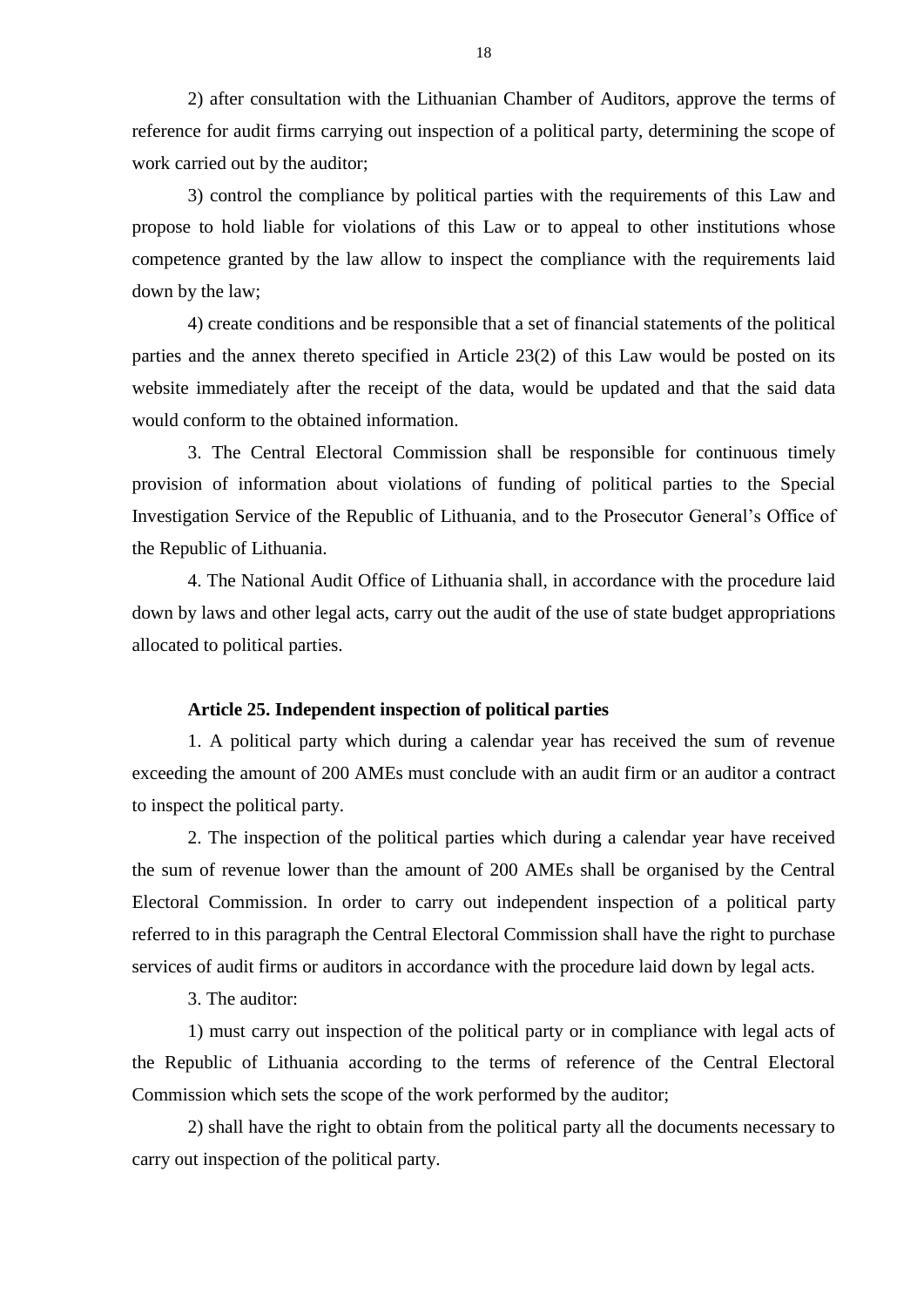2) after consultation with the Lithuanian Chamber of Auditors, approve the terms of reference for audit firms carrying out inspection of a political party, determining the scope of work carried out by the auditor;

3) control the compliance by political parties with the requirements of this Law and propose to hold liable for violations of this Law or to appeal to other institutions whose competence granted by the law allow to inspect the compliance with the requirements laid down by the law;

4) create conditions and be responsible that a set of financial statements of the political parties and the annex thereto specified in Article 23(2) of this Law would be posted on its website immediately after the receipt of the data, would be updated and that the said data would conform to the obtained information.

3. The Central Electoral Commission shall be responsible for continuous timely provision of information about violations of funding of political parties to the Special Investigation Service of the Republic of Lithuania, and to the Prosecutor General's Office of the Republic of Lithuania.

4. The National Audit Office of Lithuania shall, in accordance with the procedure laid down by laws and other legal acts, carry out the audit of the use of state budget appropriations allocated to political parties.

**Article 25. Independent inspection of political parties**

1. A political party which during a calendar year has received the sum of revenue exceeding the amount of 200 AMEs must conclude with an audit firm or an auditor a contract to inspect the political party.

2. The inspection of the political parties which during a calendar year have received the sum of revenue lower than the amount of 200 AMEs shall be organised by the Central Electoral Commission. In order to carry out independent inspection of a political party referred to in this paragraph the Central Electoral Commission shall have the right to purchase services of audit firms or auditors in accordance with the procedure laid down by legal acts.

3. The auditor:

1) must carry out inspection of the political party or in compliance with legal acts of the Republic of Lithuania according to the terms of reference of the Central Electoral Commission which sets the scope of the work performed by the auditor;

2) shall have the right to obtain from the political party all the documents necessary to carry out inspection of the political party.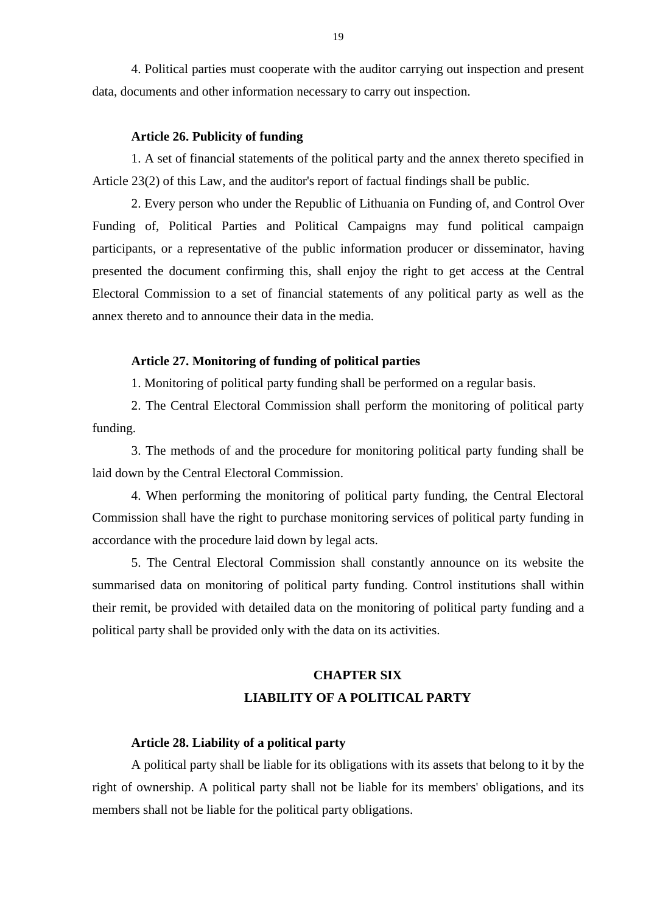4. Political parties must cooperate with the auditor carrying out inspection and present data, documents and other information necessary to carry out inspection.

### Article 26. Publicity of funding

1. A set of financial statements of the political party and the annex thereto specified in Article 23(2) of this Law, and the auditor's report of factual findings shall be public.

2. Every person who under the Republic of Lithuania on Funding of, and Control Over Funding of, Political Parties and Political Campaigns may fund political campaign participants, or a representative of the public information producer or disseminator, having presented the document confirming this, shall enjoy the right to get access at the Central Electoral Commission to a set of financial statements of any political party as well as the annex thereto and to announce their data in the media.

### Article 27. Monitoring of funding of political parties

1. Monitoring of political party funding shall be performed on a regular basis.

2. The Central Electoral Commission shall perform the monitoring of political party funding.

3. The methods of and the procedure for monitoring political party funding shall be laid down by the Central Electoral Commission.

4. When performing the monitoring of political party funding, the Central Electoral Commission shall have the right to purchase monitoring services of political party funding in accordance with the procedure laid down by legal acts.

5. The Central Electoral Commission shall constantly announce on its website the summarised data on monitoring of political party funding. Control institutions shall within their remit, be provided with detailed data on the monitoring of political party funding and a political party shall be provided only with the data on its activities.

## CHAPTER SIX
## LIABILITY OF A POLITICAL PARTY

### Article 28. Liability of a political party

A political party shall be liable for its obligations with its assets that belong to it by the right of ownership. A political party shall not be liable for its members' obligations, and its members shall not be liable for the political party obligations.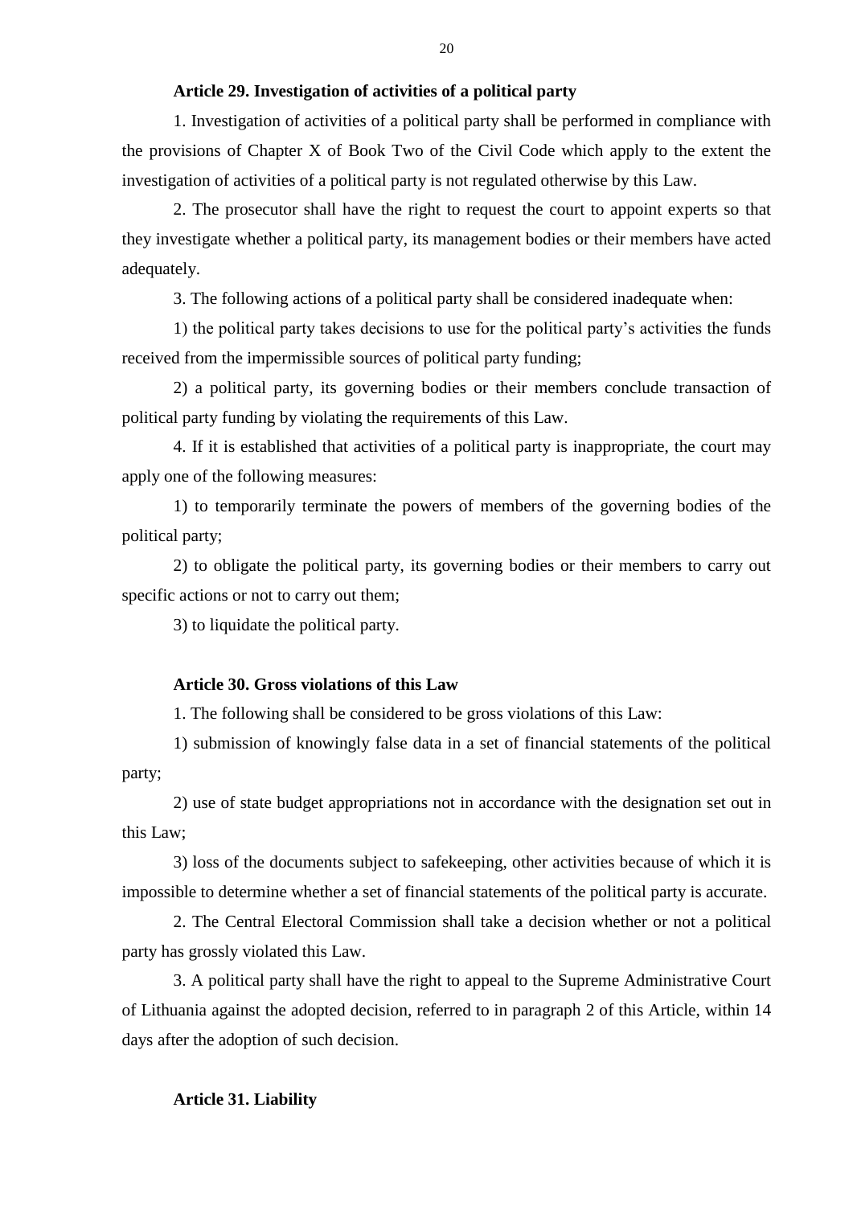**Article 29. Investigation of activities of a political party**

1. Investigation of activities of a political party shall be performed in compliance with the provisions of Chapter X of Book Two of the Civil Code which apply to the extent the investigation of activities of a political party is not regulated otherwise by this Law.

2. The prosecutor shall have the right to request the court to appoint experts so that they investigate whether a political party, its management bodies or their members have acted adequately.

3. The following actions of a political party shall be considered inadequate when:

1) the political party takes decisions to use for the political party's activities the funds received from the impermissible sources of political party funding;

2) a political party, its governing bodies or their members conclude transaction of political party funding by violating the requirements of this Law.

4. If it is established that activities of a political party is inappropriate, the court may apply one of the following measures:

1) to temporarily terminate the powers of members of the governing bodies of the political party;

2) to obligate the political party, its governing bodies or their members to carry out specific actions or not to carry out them;

3) to liquidate the political party.

**Article 30. Gross violations of this Law**

1. The following shall be considered to be gross violations of this Law:

1) submission of knowingly false data in a set of financial statements of the political party;

2) use of state budget appropriations not in accordance with the designation set out in this Law;

3) loss of the documents subject to safekeeping, other activities because of which it is impossible to determine whether a set of financial statements of the political party is accurate.

2. The Central Electoral Commission shall take a decision whether or not a political party has grossly violated this Law.

3. A political party shall have the right to appeal to the Supreme Administrative Court of Lithuania against the adopted decision, referred to in paragraph 2 of this Article, within 14 days after the adoption of such decision.

**Article 31. Liability**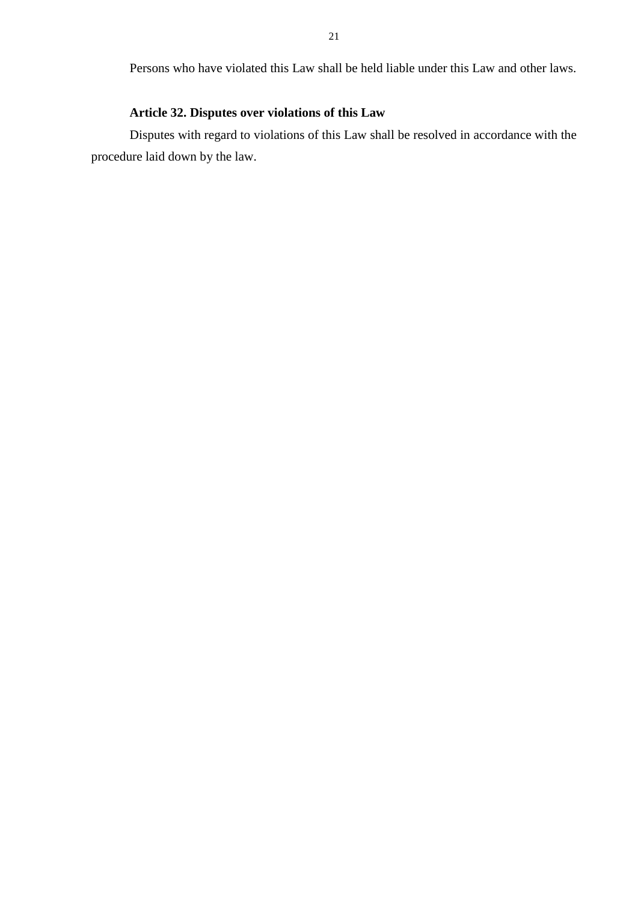Persons who have violated this Law shall be held liable under this Law and other laws.

### Article 32. Disputes over violations of this Law

Disputes with regard to violations of this Law shall be resolved in accordance with the procedure laid down by the law.